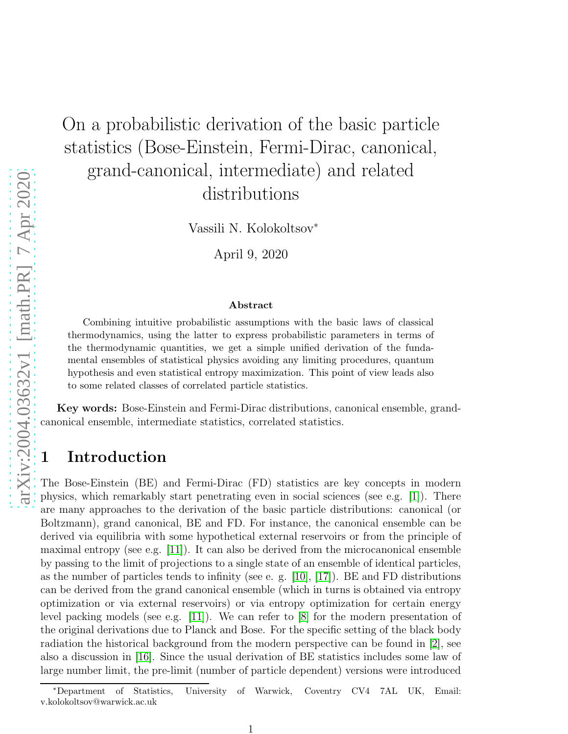# On a probabilistic derivation of the basic particle statistics (Bose-Einstein, Fermi-Dirac, canonical, grand-canonical, intermediate) and related distributions

Vassili N. Kolokoltsov*

April 9, 2020

### Abstract

Combining intuitive probabilistic assumptions with the basic laws of classical thermodynamics, using the latter to express probabilistic parameters in terms of the thermodynamic quantities, we get a simple unified derivation of the fundamental ensembles of statistical physics avoiding any limiting procedures, quantum hypothesis and even statistical entropy maximization. This point of view leads also to some related classes of correlated particle statistics.

**Key words:** Bose-Einstein and Fermi-Dirac distributions, canonical ensemble, grand-canonical ensemble, intermediate statistics, correlated statistics.

## 1 Introduction

The Bose-Einstein (BE) and Fermi-Dirac (FD) statistics are key concepts in modern physics, which remarkably start penetrating even in social sciences (see e.g. [1]). There are many approaches to the derivation of the basic particle distributions: canonical (or Boltzmann), grand canonical, BE and FD. For instance, the canonical ensemble can be derived via equilibria with some hypothetical external reservoirs or from the principle of maximal entropy (see e.g. [11]). It can also be derived from the microcanonical ensemble by passing to the limit of projections to a single state of an ensemble of identical particles, as the number of particles tends to infinity (see e. g. [10], [17]). BE and FD distributions can be derived from the grand canonical ensemble (which in turns is obtained via entropy optimization or via external reservoirs) or via entropy optimization for certain energy level packing models (see e.g. [11]). We can refer to [8] for the modern presentation of the original derivations due to Planck and Bose. For the specific setting of the black body radiation the historical background from the modern perspective can be found in [2], see also a discussion in [16]. Since the usual derivation of BE statistics includes some law of large number limit, the pre-limit (number of particle dependent) versions were introduced

*Department of Statistics, University of Warwick, Coventry CV4 7AL UK, Email: v.kolokoltsov@warwick.ac.uk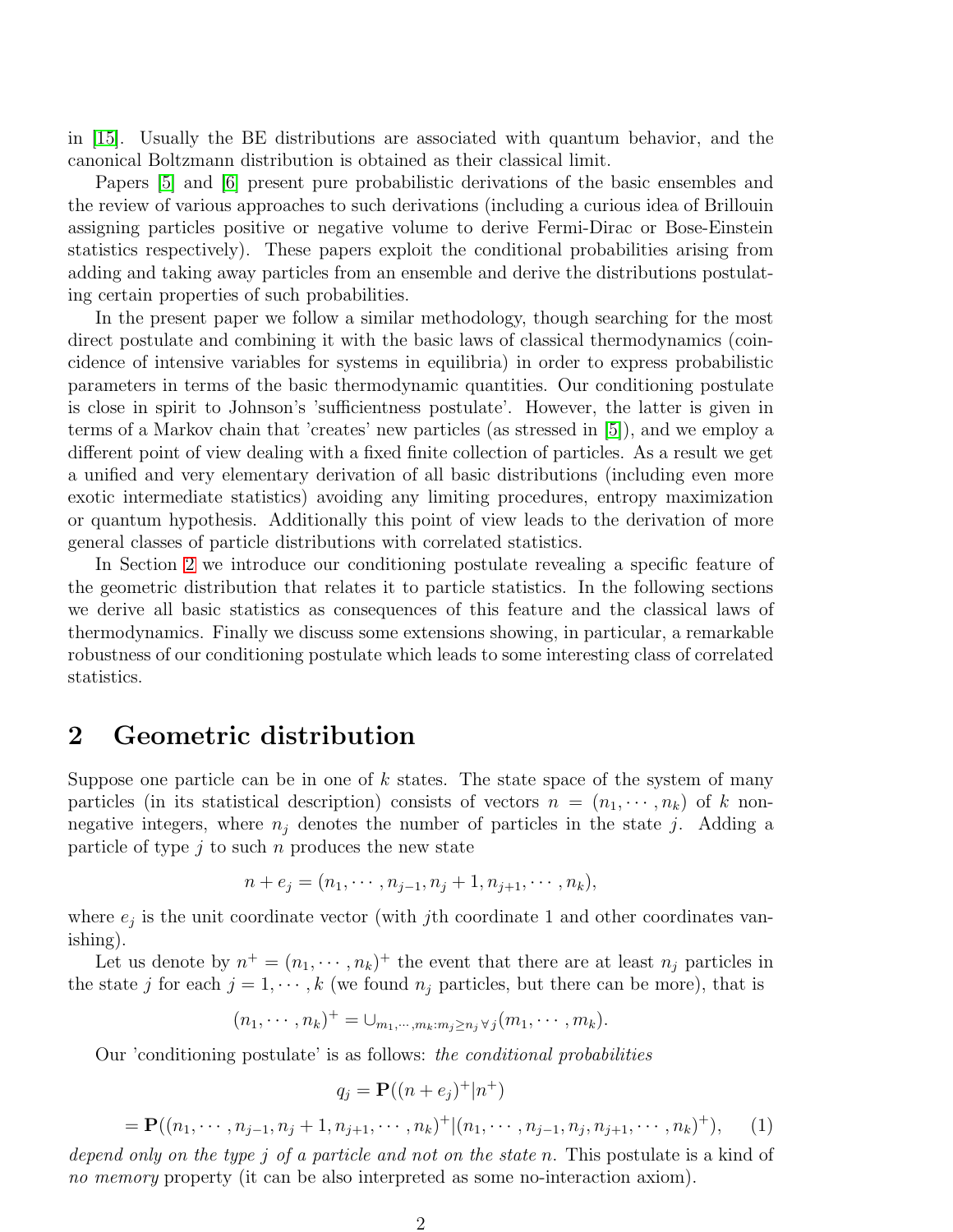in [15]. Usually the BE distributions are associated with quantum behavior, and the canonical Boltzmann distribution is obtained as their classical limit.

Papers [5] and [6] present pure probabilistic derivations of the basic ensembles and the review of various approaches to such derivations (including a curious idea of Brillouin assigning particles positive or negative volume to derive Fermi-Dirac or Bose-Einstein statistics respectively). These papers exploit the conditional probabilities arising from adding and taking away particles from an ensemble and derive the distributions postulating certain properties of such probabilities.

In the present paper we follow a similar methodology, though searching for the most direct postulate and combining it with the basic laws of classical thermodynamics (coincidence of intensive variables for systems in equilibria) in order to express probabilistic parameters in terms of the basic thermodynamic quantities. Our conditioning postulate is close in spirit to Johnson's 'sufficientness postulate'. However, the latter is given in terms of a Markov chain that 'creates' new particles (as stressed in [5]), and we employ a different point of view dealing with a fixed finite collection of particles. As a result we get a unified and very elementary derivation of all basic distributions (including even more exotic intermediate statistics) avoiding any limiting procedures, entropy maximization or quantum hypothesis. Additionally this point of view leads to the derivation of more general classes of particle distributions with correlated statistics.

In Section 2 we introduce our conditioning postulate revealing a specific feature of the geometric distribution that relates it to particle statistics. In the following sections we derive all basic statistics as consequences of this feature and the classical laws of thermodynamics. Finally we discuss some extensions showing, in particular, a remarkable robustness of our conditioning postulate which leads to some interesting class of correlated statistics.

## 2 Geometric distribution

Suppose one particle can be in one of $k$ states. The state space of the system of many particles (in its statistical description) consists of vectors $n = (n_1, \cdots, n_k)$ of $k$ non-negative integers, where $n_j$ denotes the number of particles in the state $j$. Adding a particle of type $j$ to such $n$ produces the new state

$$n + e_j = (n_1, \cdots, n_{j-1}, n_j + 1, n_{j+1}, \cdots, n_k),$$

where $e_j$ is the unit coordinate vector (with $j$th coordinate 1 and other coordinates vanishing).

Let us denote by $n^+ = (n_1, \cdots, n_k)^+$ the event that there are at least $n_j$ particles in the state $j$ for each $j = 1, \cdots, k$ (we found $n_j$ particles, but there can be more), that is

$$(n_1, \cdots, n_k)^+ = \cup_{m_1, \cdots, m_k : m_j \geq n_j \, \forall j} (m_1, \cdots, m_k).$$

Our 'conditioning postulate' is as follows: *the conditional probabilities*

$$q_j = \mathbf{P}((n + e_j)^+ | n^+)$$

$$= \mathbf{P}((n_1, \cdots, n_{j-1}, n_j + 1, n_{j+1}, \cdots, n_k)^+ | (n_1, \cdots, n_{j-1}, n_j, n_{j+1}, \cdots, n_k)^+), \qquad (1)$$

*depend only on the type $j$ of a particle and not on the state $n$.* This postulate is a kind of *no memory* property (it can be also interpreted as some no-interaction axiom).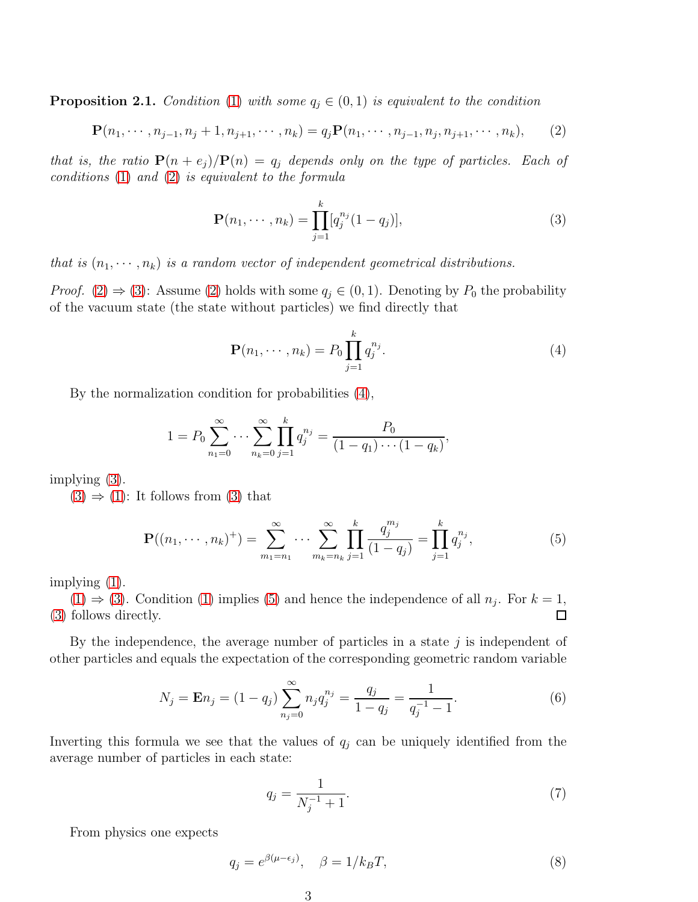**Proposition 2.1.** *Condition (1) with some $q_j \in (0,1)$ is equivalent to the condition*

$$\mathbf{P}(n_1, \cdots, n_{j-1}, n_j+1, n_{j+1}, \cdots, n_k) = q_j \mathbf{P}(n_1, \cdots, n_{j-1}, n_j, n_{j+1}, \cdots, n_k), \tag{2}$$

*that is, the ratio $\mathbf{P}(n+e_j)/\mathbf{P}(n) = q_j$ depends only on the type of particles. Each of conditions (1) and (2) is equivalent to the formula*

$$\mathbf{P}(n_1, \cdots, n_k) = \prod_{j=1}^{k} [q_j^{n_j}(1-q_j)], \tag{3}$$

*that is $(n_1, \cdots, n_k)$ is a random vector of independent geometrical distributions.*

*Proof.* (2) ⇒ (3): Assume (2) holds with some $q_j \in (0,1)$. Denoting by $P_0$ the probability of the vacuum state (the state without particles) we find directly that

$$\mathbf{P}(n_1, \cdots, n_k) = P_0 \prod_{j=1}^{k} q_j^{n_j}. \tag{4}$$

By the normalization condition for probabilities (4),

$$1 = P_0 \sum_{n_1=0}^{\infty} \cdots \sum_{n_k=0}^{\infty} \prod_{j=1}^{k} q_j^{n_j} = \frac{P_0}{(1-q_1)\cdots(1-q_k)},$$

implying (3).

(3) ⇒ (1): It follows from (3) that

$$\mathbf{P}((n_1, \cdots, n_k)^+) = \sum_{m_1=n_1}^{\infty} \cdots \sum_{m_k=n_k}^{\infty} \prod_{j=1}^{k} \frac{q_j^{m_j}}{(1-q_j)} = \prod_{j=1}^{k} q_j^{n_j}, \tag{5}$$

implying (1).

(1) ⇒ (3). Condition (1) implies (5) and hence the independence of all $n_j$. For $k=1$, (3) follows directly. □

By the independence, the average number of particles in a state $j$ is independent of other particles and equals the expectation of the corresponding geometric random variable

$$N_j = \mathbf{E} n_j = (1-q_j) \sum_{n_j=0}^{\infty} n_j q_j^{n_j} = \frac{q_j}{1-q_j} = \frac{1}{q_j^{-1}-1}. \tag{6}$$

Inverting this formula we see that the values of $q_j$ can be uniquely identified from the average number of particles in each state:

$$q_j = \frac{1}{N_j^{-1}+1}. \tag{7}$$

From physics one expects

$$q_j = e^{\beta(\mu-\epsilon_j)}, \quad \beta = 1/k_B T, \tag{8}$$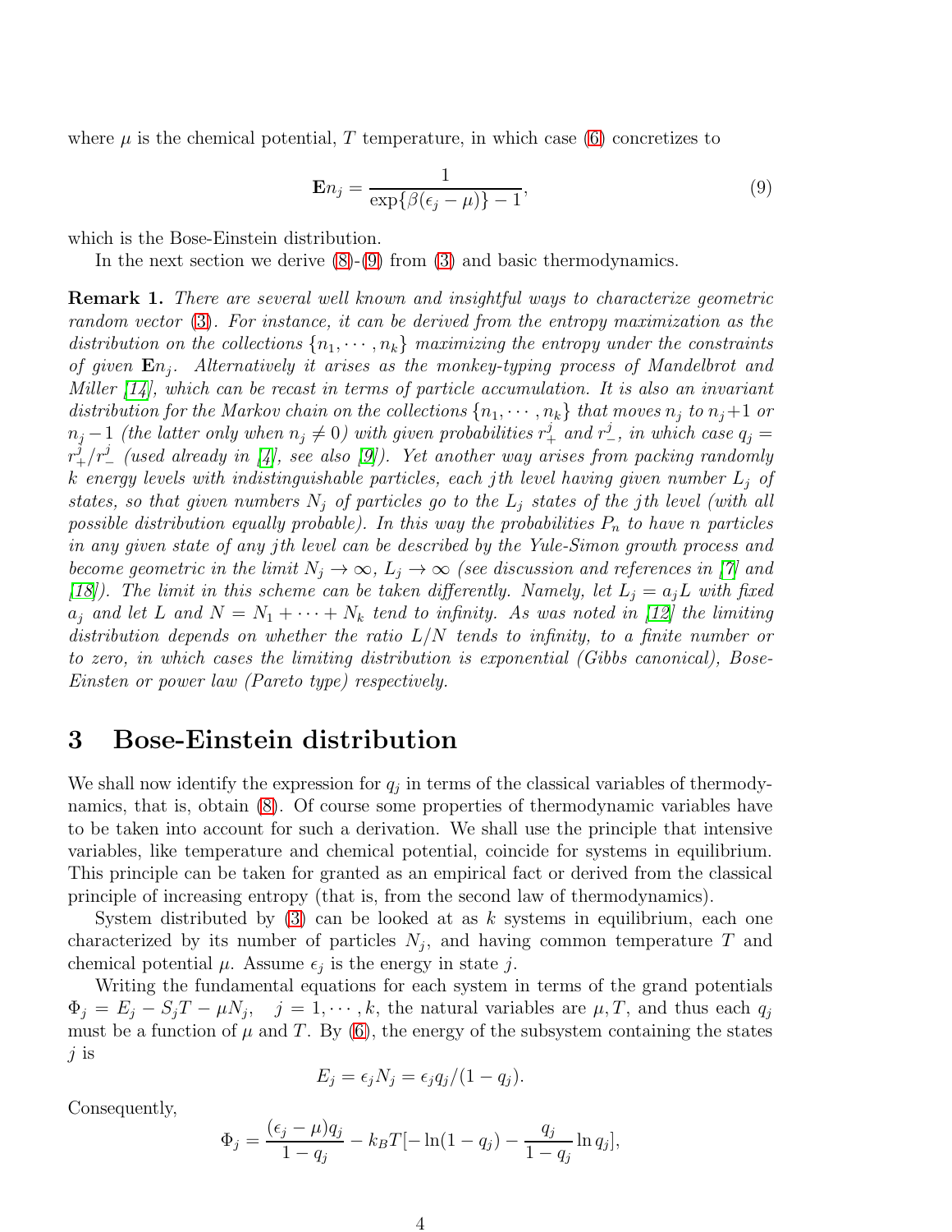where $\mu$ is the chemical potential, $T$ temperature, in which case (6) concretizes to

$$\mathbf{E}n_j = \frac{1}{\exp\{\beta(\epsilon_j - \mu)\} - 1}, \tag{9}$$

which is the Bose-Einstein distribution.

In the next section we derive (8)-(9) from (3) and basic thermodynamics.

**Remark 1.** *There are several well known and insightful ways to characterize geometric random vector* (3)*. For instance, it can be derived from the entropy maximization as the distribution on the collections* $\{n_1, \cdots, n_k\}$ *maximizing the entropy under the constraints of given* $\mathbf{E}n_j$*. Alternatively it arises as the monkey-typing process of Mandelbrot and Miller [14], which can be recast in terms of particle accumulation. It is also an invariant distribution for the Markov chain on the collections* $\{n_1, \cdots, n_k\}$ *that moves* $n_j$ *to* $n_j+1$ *or* $n_j-1$ *(the latter only when* $n_j \neq 0$*) with given probabilities* $r_+^j$ *and* $r_-^j$*, in which case* $q_j = r_+^j/r_-^j$ *(used already in [4], see also [9]). Yet another way arises from packing randomly* $k$ *energy levels with indistinguishable particles, each* $j$*th level having given number* $L_j$ *of states, so that given numbers* $N_j$ *of particles go to the* $L_j$ *states of the* $j$*th level (with all possible distribution equally probable). In this way the probabilities* $P_n$ *to have* $n$ *particles in any given state of any* $j$*th level can be described by the Yule-Simon growth process and become geometric in the limit* $N_j \to \infty$*,* $L_j \to \infty$ *(see discussion and references in [7] and [18]). The limit in this scheme can be taken differently. Namely, let* $L_j = a_j L$ *with fixed* $a_j$ *and let* $L$ *and* $N = N_1 + \cdots + N_k$ *tend to infinity. As was noted in [12] the limiting distribution depends on whether the ratio* $L/N$ *tends to infinity, to a finite number or to zero, in which cases the limiting distribution is exponential (Gibbs canonical), Bose-Einsten or power law (Pareto type) respectively.*

# 3 Bose-Einstein distribution

We shall now identify the expression for $q_j$ in terms of the classical variables of thermodynamics, that is, obtain (8). Of course some properties of thermodynamic variables have to be taken into account for such a derivation. We shall use the principle that intensive variables, like temperature and chemical potential, coincide for systems in equilibrium. This principle can be taken for granted as an empirical fact or derived from the classical principle of increasing entropy (that is, from the second law of thermodynamics).

System distributed by (3) can be looked at as $k$ systems in equilibrium, each one characterized by its number of particles $N_j$, and having common temperature $T$ and chemical potential $\mu$. Assume $\epsilon_j$ is the energy in state $j$.

Writing the fundamental equations for each system in terms of the grand potentials $\Phi_j = E_j - S_j T - \mu N_j$, $j = 1, \cdots, k$, the natural variables are $\mu, T$, and thus each $q_j$ must be a function of $\mu$ and $T$. By (6), the energy of the subsystem containing the states $j$ is

$$E_j = \epsilon_j N_j = \epsilon_j q_j/(1 - q_j).$$

Consequently,

$$\Phi_j = \frac{(\epsilon_j - \mu)q_j}{1 - q_j} - k_B T[-\ln(1 - q_j) - \frac{q_j}{1 - q_j}\ln q_j],$$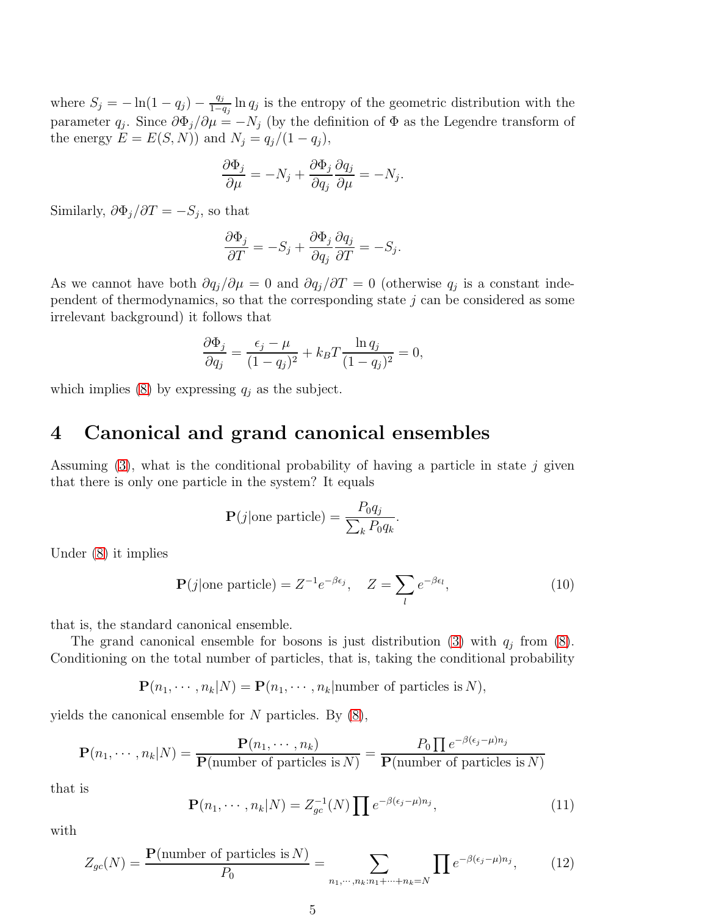where $S_j = -\ln(1-q_j) - \frac{q_j}{1-q_j}\ln q_j$ is the entropy of the geometric distribution with the parameter $q_j$. Since $\partial\Phi_j/\partial\mu = -N_j$ (by the definition of $\Phi$ as the Legendre transform of the energy $E = E(S, N)$) and $N_j = q_j/(1-q_j)$,

$$\frac{\partial\Phi_j}{\partial\mu} = -N_j + \frac{\partial\Phi_j}{\partial q_j}\frac{\partial q_j}{\partial\mu} = -N_j.$$

Similarly, $\partial\Phi_j/\partial T = -S_j$, so that

$$\frac{\partial\Phi_j}{\partial T} = -S_j + \frac{\partial\Phi_j}{\partial q_j}\frac{\partial q_j}{\partial T} = -S_j.$$

As we cannot have both $\partial q_j/\partial\mu = 0$ and $\partial q_j/\partial T = 0$ (otherwise $q_j$ is a constant independent of thermodynamics, so that the corresponding state $j$ can be considered as some irrelevant background) it follows that

$$\frac{\partial\Phi_j}{\partial q_j} = \frac{\epsilon_j - \mu}{(1-q_j)^2} + k_B T\frac{\ln q_j}{(1-q_j)^2} = 0,$$

which implies (8) by expressing $q_j$ as the subject.

# 4 Canonical and grand canonical ensembles

Assuming (3), what is the conditional probability of having a particle in state $j$ given that there is only one particle in the system? It equals

$$\mathbf{P}(j|\text{one particle}) = \frac{P_0 q_j}{\sum_k P_0 q_k}.$$

Under (8) it implies

$$\mathbf{P}(j|\text{one particle}) = Z^{-1}e^{-\beta\epsilon_j}, \quad Z = \sum_l e^{-\beta\epsilon_l}, \tag{10}$$

that is, the standard canonical ensemble.

The grand canonical ensemble for bosons is just distribution (3) with $q_j$ from (8). Conditioning on the total number of particles, that is, taking the conditional probability

$$\mathbf{P}(n_1, \cdots, n_k|N) = \mathbf{P}(n_1, \cdots, n_k|\text{number of particles is } N),$$

yields the canonical ensemble for $N$ particles. By (8),

$$\mathbf{P}(n_1, \cdots, n_k|N) = \frac{\mathbf{P}(n_1, \cdots, n_k)}{\mathbf{P}(\text{number of particles is } N)} = \frac{P_0 \prod e^{-\beta(\epsilon_j-\mu)n_j}}{\mathbf{P}(\text{number of particles is } N)}$$

that is

$$\mathbf{P}(n_1, \cdots, n_k|N) = Z_{gc}^{-1}(N)\prod e^{-\beta(\epsilon_j-\mu)n_j}, \tag{11}$$

with

$$Z_{gc}(N) = \frac{\mathbf{P}(\text{number of particles is } N)}{P_0} = \sum_{n_1,\cdots,n_k: n_1+\cdots+n_k=N}\prod e^{-\beta(\epsilon_j-\mu)n_j}, \tag{12}$$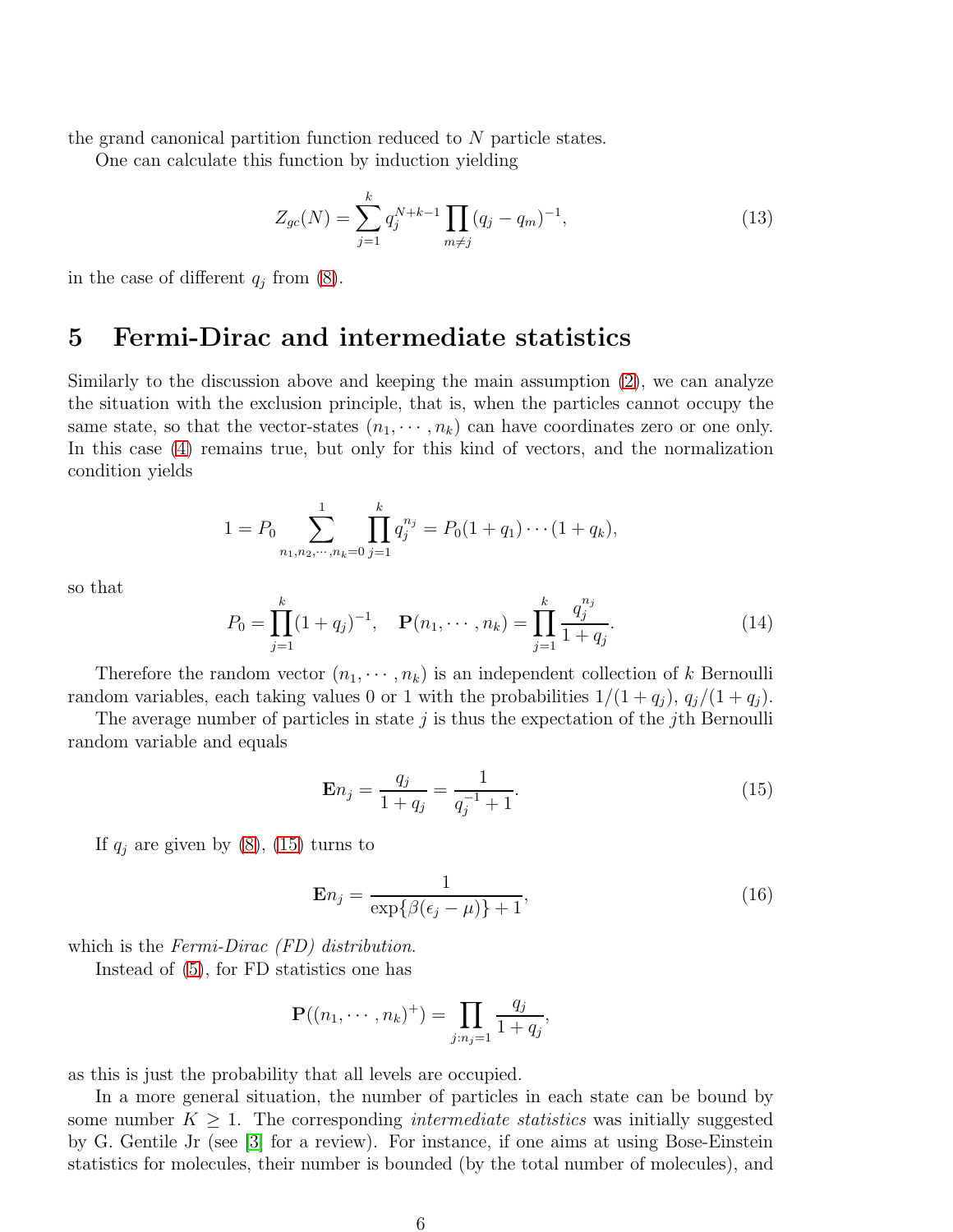the grand canonical partition function reduced to $N$ particle states.

One can calculate this function by induction yielding

$$Z_{gc}(N) = \sum_{j=1}^{k} q_j^{N+k-1} \prod_{m \neq j} (q_j - q_m)^{-1}, \tag{13}$$

in the case of different $q_j$ from (8).

## 5 Fermi-Dirac and intermediate statistics

Similarly to the discussion above and keeping the main assumption (2), we can analyze the situation with the exclusion principle, that is, when the particles cannot occupy the same state, so that the vector-states $(n_1, \cdots, n_k)$ can have coordinates zero or one only. In this case (4) remains true, but only for this kind of vectors, and the normalization condition yields

$$1 = P_0 \sum_{n_1, n_2, \cdots, n_k = 0}^{1} \prod_{j=1}^{k} q_j^{n_j} = P_0 (1 + q_1) \cdots (1 + q_k),$$

so that

$$P_0 = \prod_{j=1}^{k} (1 + q_j)^{-1}, \quad \mathbf{P}(n_1, \cdots, n_k) = \prod_{j=1}^{k} \frac{q_j^{n_j}}{1 + q_j}. \tag{14}$$

Therefore the random vector $(n_1, \cdots, n_k)$ is an independent collection of $k$ Bernoulli random variables, each taking values 0 or 1 with the probabilities $1/(1 + q_j)$, $q_j/(1 + q_j)$.

The average number of particles in state $j$ is thus the expectation of the $j$th Bernoulli random variable and equals

$$\mathbf{E} n_j = \frac{q_j}{1 + q_j} = \frac{1}{q_j^{-1} + 1}. \tag{15}$$

If $q_j$ are given by (8), (15) turns to

$$\mathbf{E} n_j = \frac{1}{\exp\{\beta(\epsilon_j - \mu)\} + 1}, \tag{16}$$

which is the *Fermi-Dirac (FD) distribution*.

Instead of (5), for FD statistics one has

$$\mathbf{P}((n_1, \cdots, n_k)^+) = \prod_{j: n_j = 1} \frac{q_j}{1 + q_j},$$

as this is just the probability that all levels are occupied.

In a more general situation, the number of particles in each state can be bound by some number $K \geq 1$. The corresponding *intermediate statistics* was initially suggested by G. Gentile Jr (see [3] for a review). For instance, if one aims at using Bose-Einstein statistics for molecules, their number is bounded (by the total number of molecules), and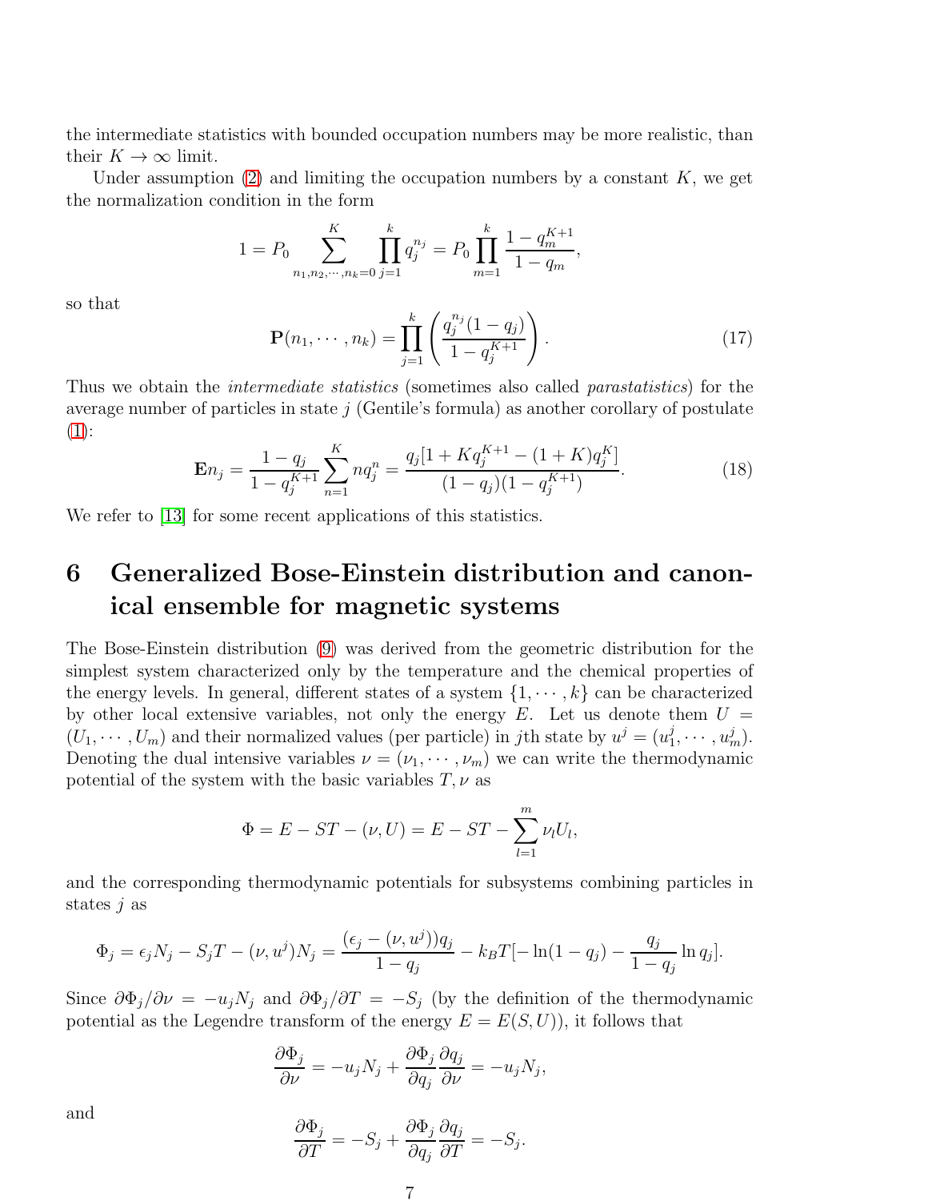the intermediate statistics with bounded occupation numbers may be more realistic, than their $K \to \infty$ limit.

Under assumption (2) and limiting the occupation numbers by a constant $K$, we get the normalization condition in the form

$$1 = P_0 \sum_{n_1, n_2, \cdots, n_k = 0}^{K} \prod_{j=1}^{k} q_j^{n_j} = P_0 \prod_{m=1}^{k} \frac{1 - q_m^{K+1}}{1 - q_m},$$

so that

$$\mathbf{P}(n_1, \cdots, n_k) = \prod_{j=1}^{k} \left( \frac{q_j^{n_j}(1 - q_j)}{1 - q_j^{K+1}} \right). \tag{17}$$

Thus we obtain the *intermediate statistics* (sometimes also called *parastatistics*) for the average number of particles in state $j$ (Gentile's formula) as another corollary of postulate (1):

$$\mathbf{E} n_j = \frac{1 - q_j}{1 - q_j^{K+1}} \sum_{n=1}^{K} n q_j^n = \frac{q_j[1 + K q_j^{K+1} - (1 + K) q_j^K]}{(1 - q_j)(1 - q_j^{K+1})}. \tag{18}$$

We refer to [13] for some recent applications of this statistics.

# 6 Generalized Bose-Einstein distribution and canonical ensemble for magnetic systems

The Bose-Einstein distribution (9) was derived from the geometric distribution for the simplest system characterized only by the temperature and the chemical properties of the energy levels. In general, different states of a system $\{1, \cdots, k\}$ can be characterized by other local extensive variables, not only the energy $E$. Let us denote them $U = (U_1, \cdots, U_m)$ and their normalized values (per particle) in $j$th state by $u^j = (u_1^j, \cdots, u_m^j)$. Denoting the dual intensive variables $\nu = (\nu_1, \cdots, \nu_m)$ we can write the thermodynamic potential of the system with the basic variables $T, \nu$ as

$$\Phi = E - ST - (\nu, U) = E - ST - \sum_{l=1}^{m} \nu_l U_l,$$

and the corresponding thermodynamic potentials for subsystems combining particles in states $j$ as

$$\Phi_j = \epsilon_j N_j - S_j T - (\nu, u^j) N_j = \frac{(\epsilon_j - (\nu, u^j)) q_j}{1 - q_j} - k_B T[-\ln(1 - q_j) - \frac{q_j}{1 - q_j} \ln q_j].$$

Since $\partial \Phi_j / \partial \nu = -u_j N_j$ and $\partial \Phi_j / \partial T = -S_j$ (by the definition of the thermodynamic potential as the Legendre transform of the energy $E = E(S, U)$), it follows that

$$\frac{\partial \Phi_j}{\partial \nu} = -u_j N_j + \frac{\partial \Phi_j}{\partial q_j} \frac{\partial q_j}{\partial \nu} = -u_j N_j,$$

and

$$\frac{\partial \Phi_j}{\partial T} = -S_j + \frac{\partial \Phi_j}{\partial q_j} \frac{\partial q_j}{\partial T} = -S_j.$$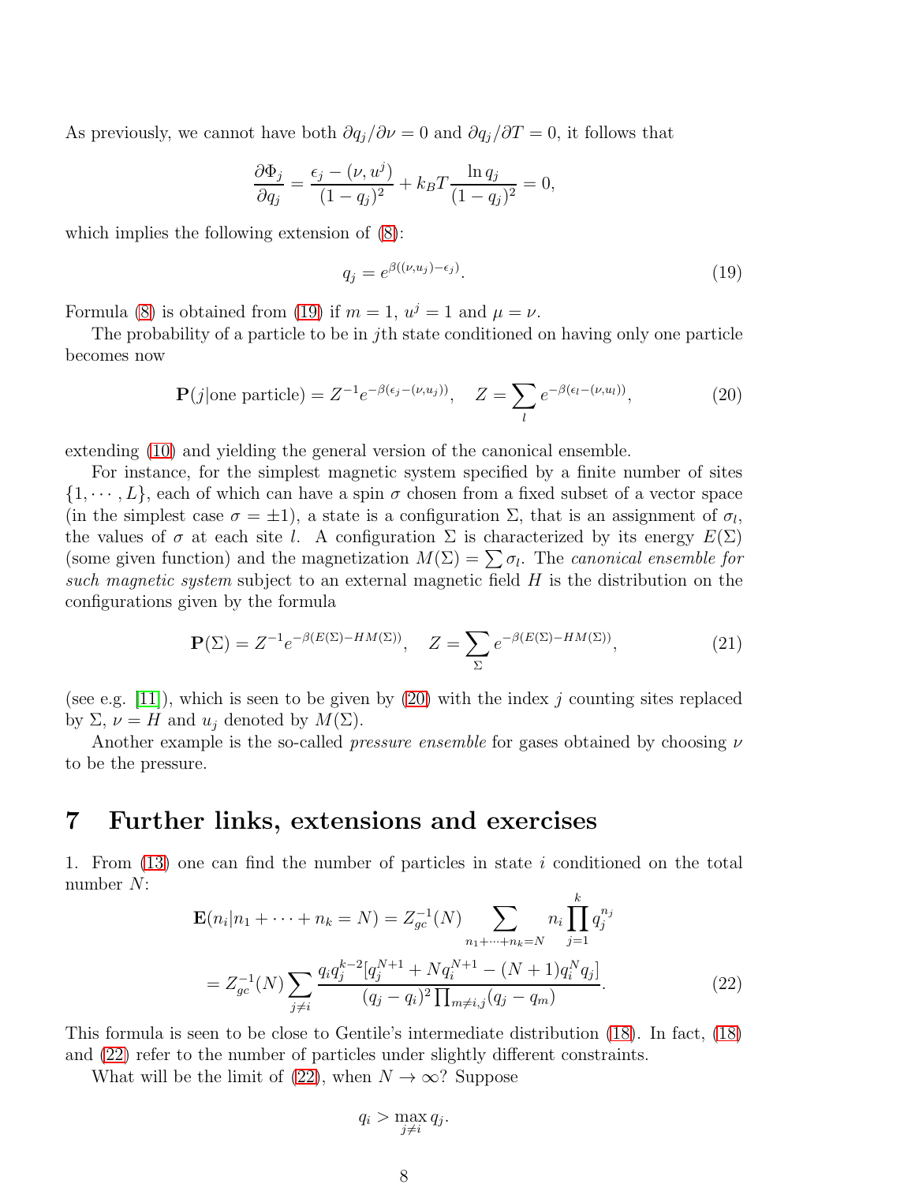As previously, we cannot have both $\partial q_j/\partial \nu = 0$ and $\partial q_j/\partial T = 0$, it follows that

$$\frac{\partial \Phi_j}{\partial q_j} = \frac{\epsilon_j - (\nu, u^j)}{(1-q_j)^2} + k_B T \frac{\ln q_j}{(1-q_j)^2} = 0,$$

which implies the following extension of (8):

$$q_j = e^{\beta((\nu, u_j) - \epsilon_j)}. \tag{19}$$

Formula (8) is obtained from (19) if $m = 1$, $u^j = 1$ and $\mu = \nu$.

The probability of a particle to be in $j$th state conditioned on having only one particle becomes now

$$\mathbf{P}(j|\text{one particle}) = Z^{-1} e^{-\beta(\epsilon_j - (\nu, u_j))}, \quad Z = \sum_l e^{-\beta(\epsilon_l - (\nu, u_l))}, \tag{20}$$

extending (10) and yielding the general version of the canonical ensemble.

For instance, for the simplest magnetic system specified by a finite number of sites $\{1, \cdots, L\}$, each of which can have a spin $\sigma$ chosen from a fixed subset of a vector space (in the simplest case $\sigma = \pm 1$), a state is a configuration $\Sigma$, that is an assignment of $\sigma_l$, the values of $\sigma$ at each site $l$. A configuration $\Sigma$ is characterized by its energy $E(\Sigma)$ (some given function) and the magnetization $M(\Sigma) = \sum \sigma_l$. The *canonical ensemble for such magnetic system* subject to an external magnetic field $H$ is the distribution on the configurations given by the formula

$$\mathbf{P}(\Sigma) = Z^{-1} e^{-\beta(E(\Sigma) - HM(\Sigma))}, \quad Z = \sum_{\Sigma} e^{-\beta(E(\Sigma) - HM(\Sigma))}, \tag{21}$$

(see e.g. [11]), which is seen to be given by (20) with the index $j$ counting sites replaced by $\Sigma$, $\nu = H$ and $u_j$ denoted by $M(\Sigma)$.

Another example is the so-called *pressure ensemble* for gases obtained by choosing $\nu$ to be the pressure.

# 7 Further links, extensions and exercises

1. From (13) one can find the number of particles in state $i$ conditioned on the total number $N$:

$$\mathbf{E}(n_i | n_1 + \cdots + n_k = N) = Z_{gc}^{-1}(N) \sum_{n_1 + \cdots + n_k = N} n_i \prod_{j=1}^{k} q_j^{n_j}$$

$$= Z_{gc}^{-1}(N) \sum_{j \neq i} \frac{q_i q_j^{k-2}[q_j^{N+1} + N q_i^{N+1} - (N+1) q_i^N q_j]}{(q_j - q_i)^2 \prod_{m \neq i,j}(q_j - q_m)}. \tag{22}$$

This formula is seen to be close to Gentile's intermediate distribution (18). In fact, (18) and (22) refer to the number of particles under slightly different constraints.

What will be the limit of (22), when $N \to \infty$? Suppose

$$q_i > \max_{j \neq i} q_j.$$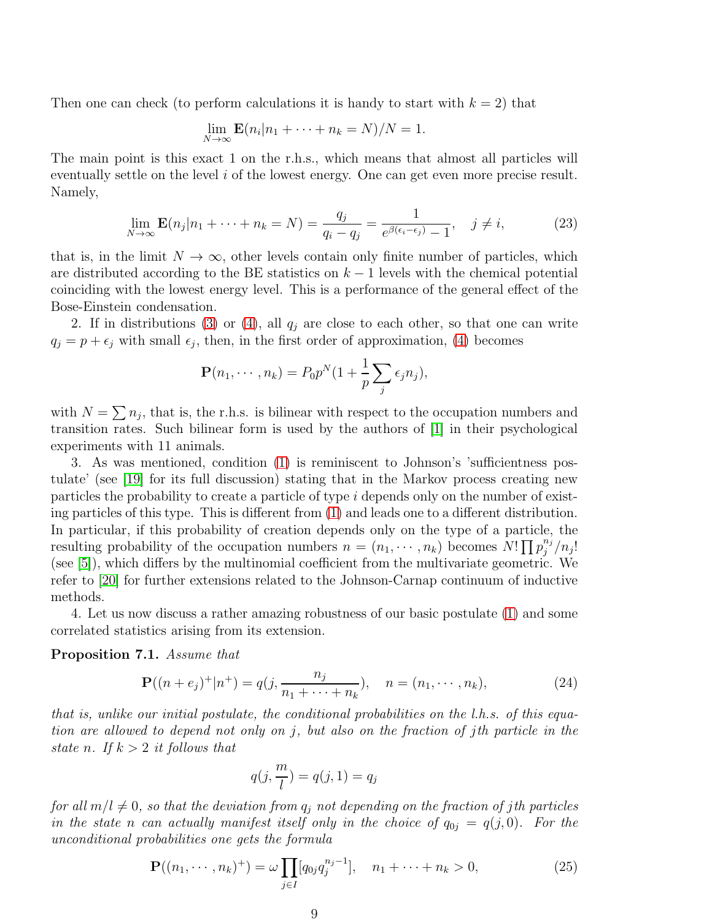Then one can check (to perform calculations it is handy to start with $k = 2$) that

$$\lim_{N \to \infty} \mathbf{E}(n_i | n_1 + \cdots + n_k = N)/N = 1.$$

The main point is this exact 1 on the r.h.s., which means that almost all particles will eventually settle on the level $i$ of the lowest energy. One can get even more precise result. Namely,

$$\lim_{N \to \infty} \mathbf{E}(n_j | n_1 + \cdots + n_k = N) = \frac{q_j}{q_i - q_j} = \frac{1}{e^{\beta(\epsilon_i - \epsilon_j)} - 1}, \quad j \neq i, \tag{23}$$

that is, in the limit $N \to \infty$, other levels contain only finite number of particles, which are distributed according to the BE statistics on $k - 1$ levels with the chemical potential coinciding with the lowest energy level. This is a performance of the general effect of the Bose-Einstein condensation.

2. If in distributions (3) or (4), all $q_j$ are close to each other, so that one can write $q_j = p + \epsilon_j$ with small $\epsilon_j$, then, in the first order of approximation, (4) becomes

$$\mathbf{P}(n_1, \cdots, n_k) = P_0 p^N (1 + \frac{1}{p} \sum_j \epsilon_j n_j),$$

with $N = \sum n_j$, that is, the r.h.s. is bilinear with respect to the occupation numbers and transition rates. Such bilinear form is used by the authors of [1] in their psychological experiments with 11 animals.

3. As was mentioned, condition (1) is reminiscent to Johnson's 'sufficientness postulate' (see [19] for its full discussion) stating that in the Markov process creating new particles the probability to create a particle of type $i$ depends only on the number of existing particles of this type. This is different from (1) and leads one to a different distribution. In particular, if this probability of creation depends only on the type of a particle, the resulting probability of the occupation numbers $n = (n_1, \cdots, n_k)$ becomes $N! \prod p_j^{n_j}/n_j!$ (see [5]), which differs by the multinomial coefficient from the multivariate geometric. We refer to [20] for further extensions related to the Johnson-Carnap continuum of inductive methods.

4. Let us now discuss a rather amazing robustness of our basic postulate (1) and some correlated statistics arising from its extension.

**Proposition 7.1.** *Assume that*

$$\mathbf{P}((n + e_j)^+ | n^+) = q(j, \frac{n_j}{n_1 + \cdots + n_k}), \quad n = (n_1, \cdots, n_k), \tag{24}$$

*that is, unlike our initial postulate, the conditional probabilities on the l.h.s. of this equation are allowed to depend not only on $j$, but also on the fraction of $j$th particle in the state $n$. If $k > 2$ it follows that*

$$q(j, \frac{m}{l}) = q(j, 1) = q_j$$

*for all $m/l \neq 0$, so that the deviation from $q_j$ not depending on the fraction of $j$th particles in the state $n$ can actually manifest itself only in the choice of $q_{0j} = q(j, 0)$. For the unconditional probabilities one gets the formula*

$$\mathbf{P}((n_1, \cdots, n_k)^+) = \omega \prod_{j \in I} [q_{0j} q_j^{n_j - 1}], \quad n_1 + \cdots + n_k > 0, \tag{25}$$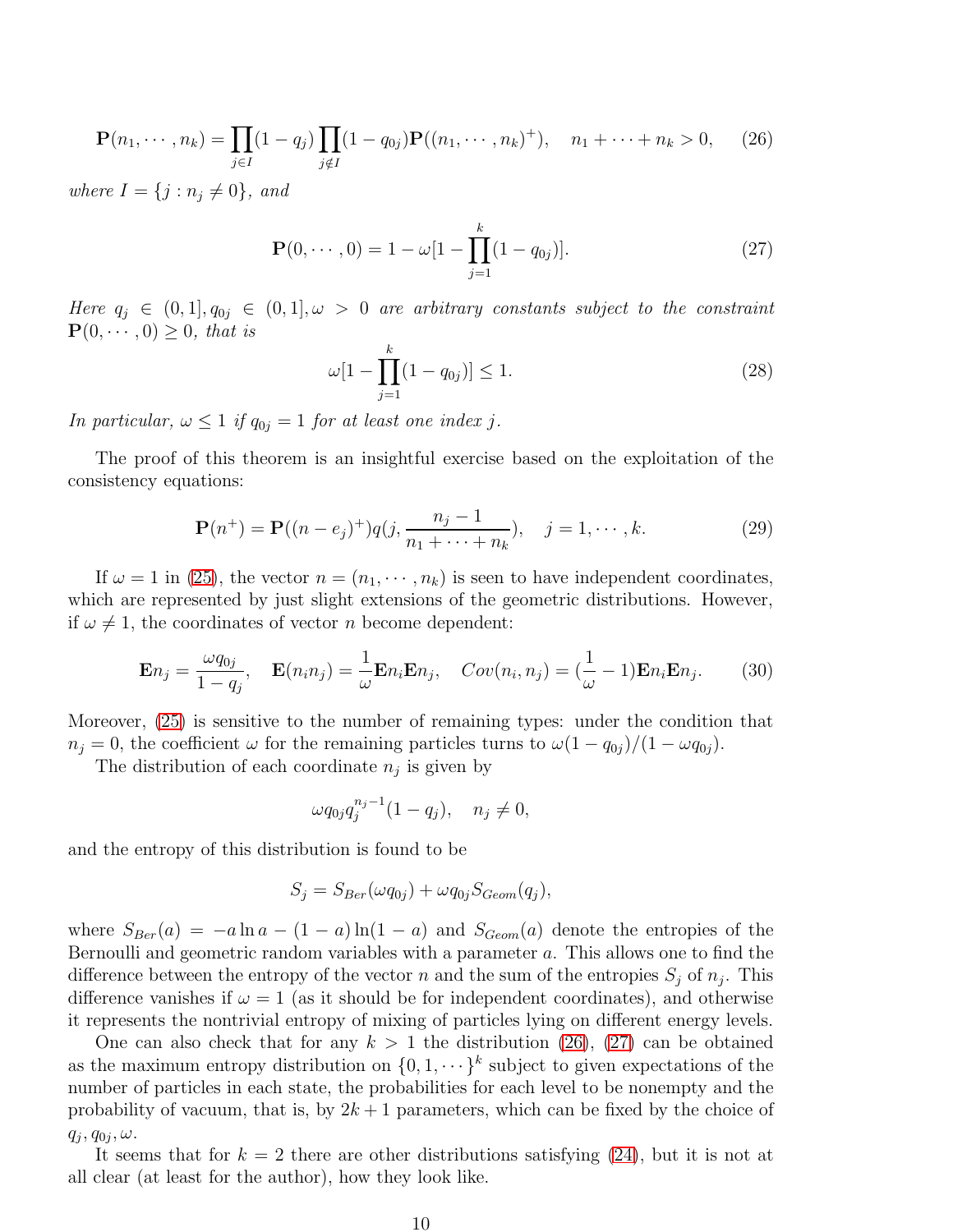$$\mathbf{P}(n_1, \cdots, n_k) = \prod_{j \in I}(1 - q_j) \prod_{j \notin I}(1 - q_{0j}) \mathbf{P}((n_1, \cdots, n_k)^+), \quad n_1 + \cdots + n_k > 0, \tag{26}$$

*where $I = \{j : n_j \neq 0\}$, and*

$$\mathbf{P}(0, \cdots, 0) = 1 - \omega[1 - \prod_{j=1}^{k}(1 - q_{0j})]. \tag{27}$$

*Here $q_j \in (0, 1], q_{0j} \in (0, 1], \omega > 0$ are arbitrary constants subject to the constraint $\mathbf{P}(0, \cdots, 0) \geq 0$, that is*

$$\omega[1 - \prod_{j=1}^{k}(1 - q_{0j})] \leq 1. \tag{28}$$

*In particular, $\omega \leq 1$ if $q_{0j} = 1$ for at least one index $j$.*

The proof of this theorem is an insightful exercise based on the exploitation of the consistency equations:

$$\mathbf{P}(n^+) = \mathbf{P}((n - e_j)^+) q(j, \frac{n_j - 1}{n_1 + \cdots + n_k}), \quad j = 1, \cdots, k. \tag{29}$$

If $\omega = 1$ in (25), the vector $n = (n_1, \cdots, n_k)$ is seen to have independent coordinates, which are represented by just slight extensions of the geometric distributions. However, if $\omega \neq 1$, the coordinates of vector $n$ become dependent:

$$\mathbf{E} n_j = \frac{\omega q_{0j}}{1 - q_j}, \quad \mathbf{E}(n_i n_j) = \frac{1}{\omega} \mathbf{E} n_i \mathbf{E} n_j, \quad Cov(n_i, n_j) = (\frac{1}{\omega} - 1) \mathbf{E} n_i \mathbf{E} n_j. \tag{30}$$

Moreover, (25) is sensitive to the number of remaining types: under the condition that $n_j = 0$, the coefficient $\omega$ for the remaining particles turns to $\omega(1 - q_{0j})/(1 - \omega q_{0j})$.

The distribution of each coordinate $n_j$ is given by

$$\omega q_{0j} q_j^{n_j - 1}(1 - q_j), \quad n_j \neq 0,$$

and the entropy of this distribution is found to be

$$S_j = S_{Ber}(\omega q_{0j}) + \omega q_{0j} S_{Geom}(q_j),$$

where $S_{Ber}(a) = -a \ln a - (1 - a) \ln(1 - a)$ and $S_{Geom}(a)$ denote the entropies of the Bernoulli and geometric random variables with a parameter $a$. This allows one to find the difference between the entropy of the vector $n$ and the sum of the entropies $S_j$ of $n_j$. This difference vanishes if $\omega = 1$ (as it should be for independent coordinates), and otherwise it represents the nontrivial entropy of mixing of particles lying on different energy levels.

One can also check that for any $k > 1$ the distribution (26), (27) can be obtained as the maximum entropy distribution on $\{0, 1, \cdots\}^k$ subject to given expectations of the number of particles in each state, the probabilities for each level to be nonempty and the probability of vacuum, that is, by $2k + 1$ parameters, which can be fixed by the choice of $q_j, q_{0j}, \omega$.

It seems that for $k = 2$ there are other distributions satisfying (24), but it is not at all clear (at least for the author), how they look like.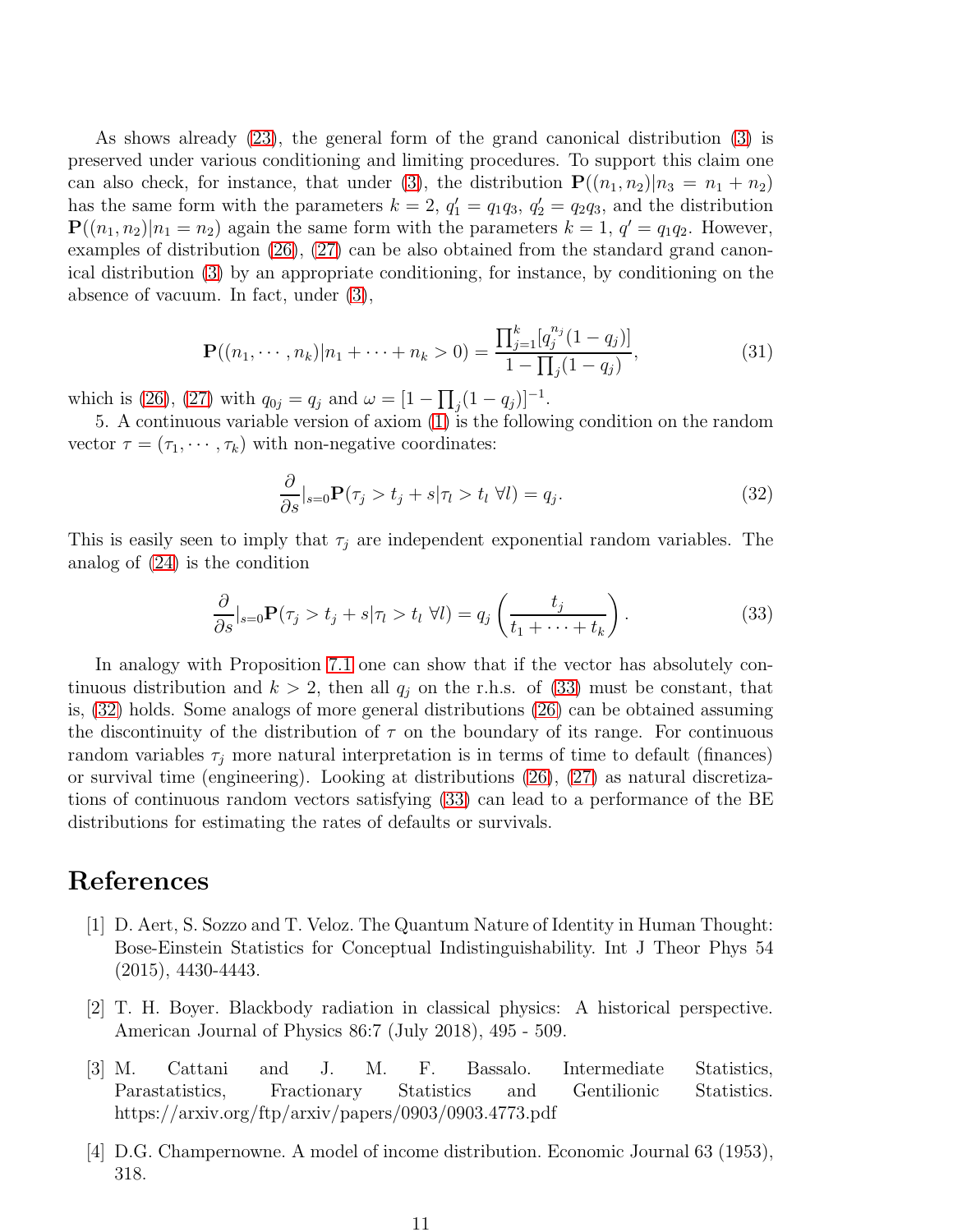As shows already (23), the general form of the grand canonical distribution (3) is preserved under various conditioning and limiting procedures. To support this claim one can also check, for instance, that under (3), the distribution $\mathbf{P}((n_1, n_2)|n_3 = n_1 + n_2)$ has the same form with the parameters $k = 2$, $q_1' = q_1 q_3$, $q_2' = q_2 q_3$, and the distribution $\mathbf{P}((n_1, n_2)|n_1 = n_2)$ again the same form with the parameters $k = 1$, $q' = q_1 q_2$. However, examples of distribution (26), (27) can be also obtained from the standard grand canonical distribution (3) by an appropriate conditioning, for instance, by conditioning on the absence of vacuum. In fact, under (3),

$$\mathbf{P}((n_1, \cdots, n_k)|n_1 + \cdots + n_k > 0) = \frac{\prod_{j=1}^k [q_j^{n_j}(1 - q_j)]}{1 - \prod_j (1 - q_j)}, \tag{31}$$

which is (26), (27) with $q_{0j} = q_j$ and $\omega = [1 - \prod_j (1 - q_j)]^{-1}$.

5. A continuous variable version of axiom (1) is the following condition on the random vector $\tau = (\tau_1, \cdots, \tau_k)$ with non-negative coordinates:

$$\frac{\partial}{\partial s}|_{s=0} \mathbf{P}(\tau_j > t_j + s | \tau_l > t_l \ \forall l) = q_j. \tag{32}$$

This is easily seen to imply that $\tau_j$ are independent exponential random variables. The analog of (24) is the condition

$$\frac{\partial}{\partial s}|_{s=0} \mathbf{P}(\tau_j > t_j + s | \tau_l > t_l \ \forall l) = q_j \left( \frac{t_j}{t_1 + \cdots + t_k} \right). \tag{33}$$

In analogy with Proposition 7.1 one can show that if the vector has absolutely continuous distribution and $k > 2$, then all $q_j$ on the r.h.s. of (33) must be constant, that is, (32) holds. Some analogs of more general distributions (26) can be obtained assuming the discontinuity of the distribution of $\tau$ on the boundary of its range. For continuous random variables $\tau_j$ more natural interpretation is in terms of time to default (finances) or survival time (engineering). Looking at distributions (26), (27) as natural discretizations of continuous random vectors satisfying (33) can lead to a performance of the BE distributions for estimating the rates of defaults or survivals.

# References

[1] D. Aert, S. Sozzo and T. Veloz. The Quantum Nature of Identity in Human Thought: Bose-Einstein Statistics for Conceptual Indistinguishability. Int J Theor Phys 54 (2015), 4430-4443.

[2] T. H. Boyer. Blackbody radiation in classical physics: A historical perspective. American Journal of Physics 86:7 (July 2018), 495 - 509.

[3] M. Cattani and J. M. F. Bassalo. Intermediate Statistics, Parastatistics, Fractionary Statistics and Gentilionic Statistics. https://arxiv.org/ftp/arxiv/papers/0903/0903.4773.pdf

[4] D.G. Champernowne. A model of income distribution. Economic Journal 63 (1953), 318.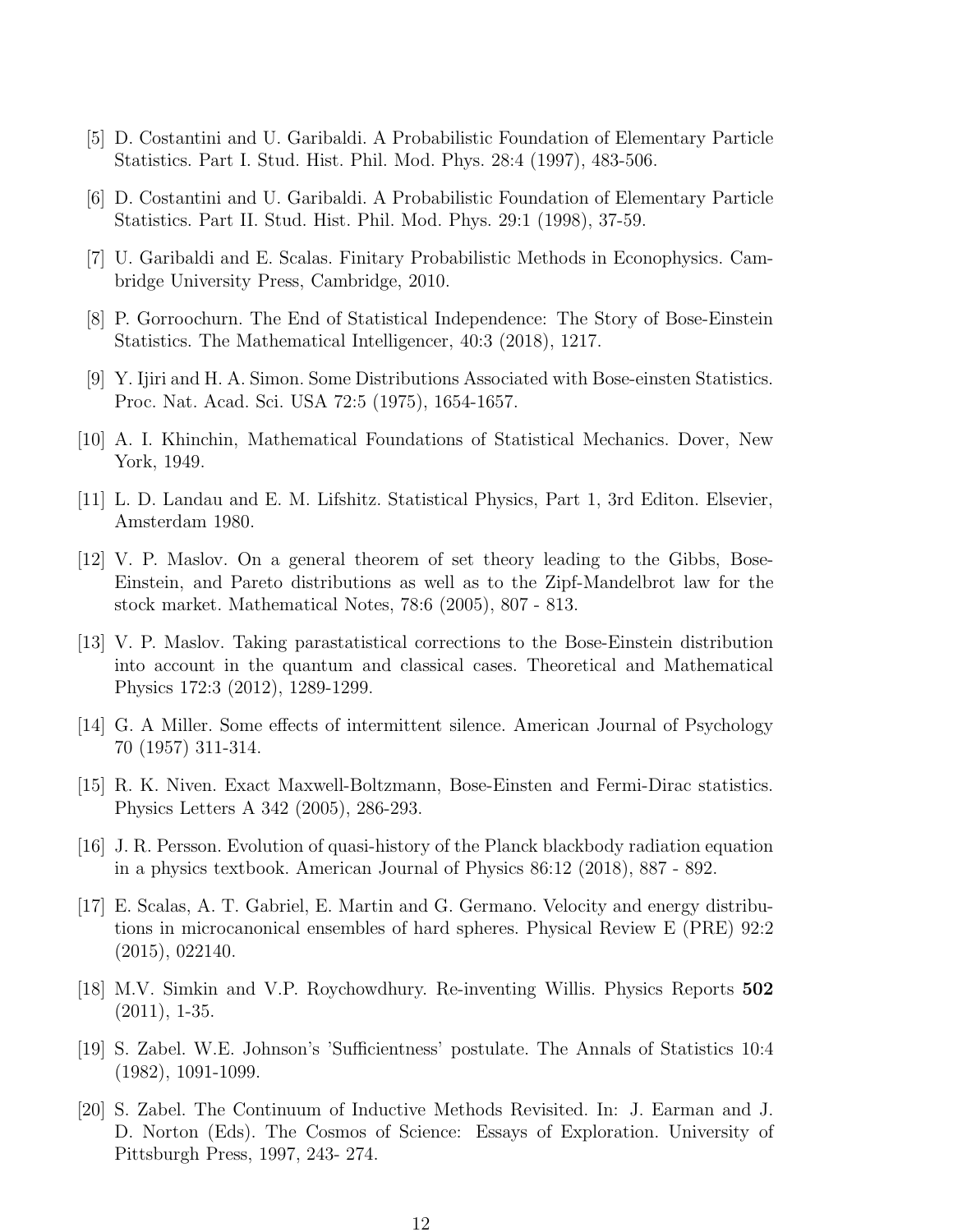[5] D. Costantini and U. Garibaldi. A Probabilistic Foundation of Elementary Particle Statistics. Part I. Stud. Hist. Phil. Mod. Phys. 28:4 (1997), 483-506.

[6] D. Costantini and U. Garibaldi. A Probabilistic Foundation of Elementary Particle Statistics. Part II. Stud. Hist. Phil. Mod. Phys. 29:1 (1998), 37-59.

[7] U. Garibaldi and E. Scalas. Finitary Probabilistic Methods in Econophysics. Cambridge University Press, Cambridge, 2010.

[8] P. Gorroochurn. The End of Statistical Independence: The Story of Bose-Einstein Statistics. The Mathematical Intelligencer, 40:3 (2018), 1217.

[9] Y. Ijiri and H. A. Simon. Some Distributions Associated with Bose-einsten Statistics. Proc. Nat. Acad. Sci. USA 72:5 (1975), 1654-1657.

[10] A. I. Khinchin, Mathematical Foundations of Statistical Mechanics. Dover, New York, 1949.

[11] L. D. Landau and E. M. Lifshitz. Statistical Physics, Part 1, 3rd Editon. Elsevier, Amsterdam 1980.

[12] V. P. Maslov. On a general theorem of set theory leading to the Gibbs, Bose-Einstein, and Pareto distributions as well as to the Zipf-Mandelbrot law for the stock market. Mathematical Notes, 78:6 (2005), 807 - 813.

[13] V. P. Maslov. Taking parastatistical corrections to the Bose-Einstein distribution into account in the quantum and classical cases. Theoretical and Mathematical Physics 172:3 (2012), 1289-1299.

[14] G. A Miller. Some effects of intermittent silence. American Journal of Psychology 70 (1957) 311-314.

[15] R. K. Niven. Exact Maxwell-Boltzmann, Bose-Einsten and Fermi-Dirac statistics. Physics Letters A 342 (2005), 286-293.

[16] J. R. Persson. Evolution of quasi-history of the Planck blackbody radiation equation in a physics textbook. American Journal of Physics 86:12 (2018), 887 - 892.

[17] E. Scalas, A. T. Gabriel, E. Martin and G. Germano. Velocity and energy distributions in microcanonical ensembles of hard spheres. Physical Review E (PRE) 92:2 (2015), 022140.

[18] M.V. Simkin and V.P. Roychowdhury. Re-inventing Willis. Physics Reports **502** (2011), 1-35.

[19] S. Zabel. W.E. Johnson's 'Sufficientness' postulate. The Annals of Statistics 10:4 (1982), 1091-1099.

[20] S. Zabel. The Continuum of Inductive Methods Revisited. In: J. Earman and J. D. Norton (Eds). The Cosmos of Science: Essays of Exploration. University of Pittsburgh Press, 1997, 243- 274.